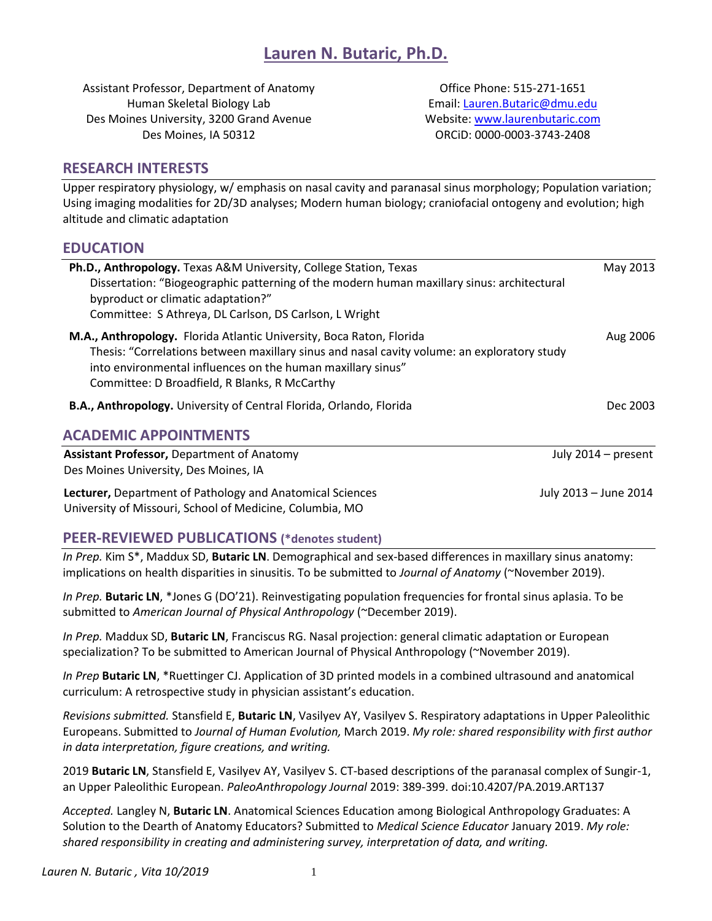# Lauren N. Butaric, Ph.D.

Assistant Professor, Department of Anatomy
Human Skeletal Biology Lab
Des Moines University, 3200 Grand Avenue
Des Moines, IA 50312

Office Phone: 515-271-1651
Email: Lauren.Butaric@dmu.edu
Website: www.laurenbutaric.com
ORCiD: 0000-0003-3743-2408

## RESEARCH INTERESTS

Upper respiratory physiology, w/ emphasis on nasal cavity and paranasal sinus morphology; Population variation; Using imaging modalities for 2D/3D analyses; Modern human biology; craniofacial ontogeny and evolution; high altitude and climatic adaptation

## EDUCATION

**Ph.D., Anthropology.** Texas A&M University, College Station, Texas — May 2013
Dissertation: "Biogeographic patterning of the modern human maxillary sinus: architectural byproduct or climatic adaptation?"
Committee: S Athreya, DL Carlson, DS Carlson, L Wright

**M.A., Anthropology.** Florida Atlantic University, Boca Raton, Florida — Aug 2006
Thesis: "Correlations between maxillary sinus and nasal cavity volume: an exploratory study into environmental influences on the human maxillary sinus"
Committee: D Broadfield, R Blanks, R McCarthy

**B.A., Anthropology.** University of Central Florida, Orlando, Florida — Dec 2003

## ACADEMIC APPOINTMENTS

**Assistant Professor,** Department of Anatomy — July 2014 – present
Des Moines University, Des Moines, IA

**Lecturer,** Department of Pathology and Anatomical Sciences — July 2013 – June 2014
University of Missouri, School of Medicine, Columbia, MO

## PEER-REVIEWED PUBLICATIONS (*denotes student)

*In Prep.* Kim S*, Maddux SD, **Butaric LN**. Demographical and sex-based differences in maxillary sinus anatomy: implications on health disparities in sinusitis. To be submitted to *Journal of Anatomy* (~November 2019).

*In Prep.* **Butaric LN**, *Jones G (DO'21). Reinvestigating population frequencies for frontal sinus aplasia. To be submitted to *American Journal of Physical Anthropology* (~December 2019).

*In Prep.* Maddux SD, **Butaric LN**, Franciscus RG. Nasal projection: general climatic adaptation or European specialization? To be submitted to American Journal of Physical Anthropology (~November 2019).

*In Prep* **Butaric LN**, *Ruettinger CJ. Application of 3D printed models in a combined ultrasound and anatomical curriculum: A retrospective study in physician assistant's education.

*Revisions submitted.* Stansfield E, **Butaric LN**, Vasilyev AY, Vasilyev S. Respiratory adaptations in Upper Paleolithic Europeans. Submitted to *Journal of Human Evolution,* March 2019. *My role: shared responsibility with first author in data interpretation, figure creations, and writing.*

2019 **Butaric LN**, Stansfield E, Vasilyev AY, Vasilyev S. CT-based descriptions of the paranasal complex of Sungir-1, an Upper Paleolithic European. *PaleoAnthropology Journal* 2019: 389-399. doi:10.4207/PA.2019.ART137

*Accepted.* Langley N, **Butaric LN**. Anatomical Sciences Education among Biological Anthropology Graduates: A Solution to the Dearth of Anatomy Educators? Submitted to *Medical Science Educator* January 2019. *My role: shared responsibility in creating and administering survey, interpretation of data, and writing.*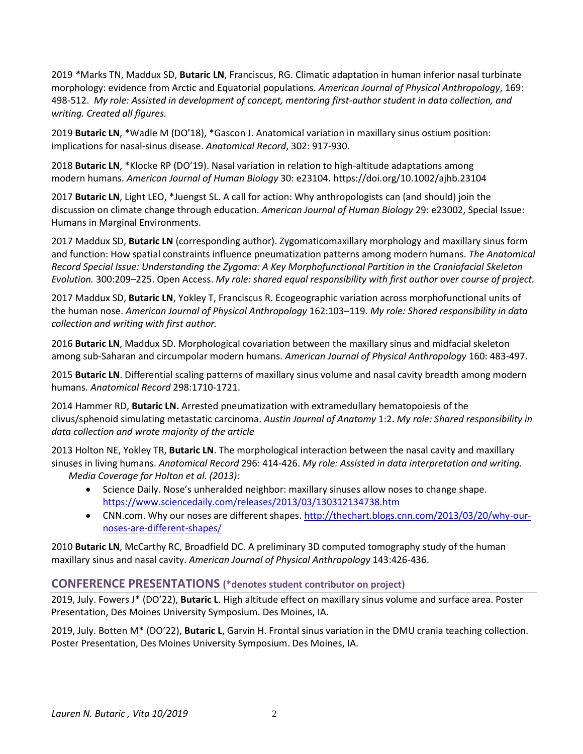2019 *Marks TN, Maddux SD, **Butaric LN**, Franciscus, RG. Climatic adaptation in human inferior nasal turbinate morphology: evidence from Arctic and Equatorial populations. *American Journal of Physical Anthropology*, 169: 498-512. *My role: Assisted in development of concept, mentoring first-author student in data collection, and writing. Created all figures.*

2019 **Butaric LN**, *Wadle M (DO'18), *Gascon J. Anatomical variation in maxillary sinus ostium position: implications for nasal-sinus disease. *Anatomical Record*, 302: 917-930.

2018 **Butaric LN**, *Klocke RP (DO'19). Nasal variation in relation to high-altitude adaptations among modern humans. *American Journal of Human Biology* 30: e23104. https://doi.org/10.1002/ajhb.23104

2017 **Butaric LN**, Light LEO, *Juengst SL. A call for action: Why anthropologists can (and should) join the discussion on climate change through education. *American Journal of Human Biology* 29: e23002, Special Issue: Humans in Marginal Environments.

2017 Maddux SD, **Butaric LN** (corresponding author). Zygomaticomaxillary morphology and maxillary sinus form and function: How spatial constraints influence pneumatization patterns among modern humans. *The Anatomical Record Special Issue: Understanding the Zygoma: A Key Morphofunctional Partition in the Craniofacial Skeleton Evolution.* 300:209–225. Open Access. *My role: shared equal responsibility with first author over course of project.*

2017 Maddux SD, **Butaric LN**, Yokley T, Franciscus R. Ecogeographic variation across morphofunctional units of the human nose. *American Journal of Physical Anthropology* 162:103–119. *My role: Shared responsibility in data collection and writing with first author.*

2016 **Butaric LN**, Maddux SD. Morphological covariation between the maxillary sinus and midfacial skeleton among sub-Saharan and circumpolar modern humans. *American Journal of Physical Anthropology* 160: 483-497.

2015 **Butaric LN**. Differential scaling patterns of maxillary sinus volume and nasal cavity breadth among modern humans. *Anatomical Record* 298:1710-1721.

2014 Hammer RD, **Butaric LN.** Arrested pneumatization with extramedullary hematopoiesis of the clivus/sphenoid simulating metastatic carcinoma. *Austin Journal of Anatomy* 1:2. *My role: Shared responsibility in data collection and wrote majority of the article*

2013 Holton NE, Yokley TR, **Butaric LN**. The morphological interaction between the nasal cavity and maxillary sinuses in living humans. *Anatomical Record* 296: 414-426. *My role: Assisted in data interpretation and writing.*

*Media Coverage for Holton et al. (2013):*

- Science Daily. Nose's unheralded neighbor: maxillary sinuses allow noses to change shape. https://www.sciencedaily.com/releases/2013/03/130312134738.htm
- CNN.com. Why our noses are different shapes. http://thechart.blogs.cnn.com/2013/03/20/why-our-noses-are-different-shapes/

2010 **Butaric LN**, McCarthy RC, Broadfield DC. A preliminary 3D computed tomography study of the human maxillary sinus and nasal cavity. *American Journal of Physical Anthropology* 143:426-436.

## CONFERENCE PRESENTATIONS (*denotes student contributor on project)

2019, July. Fowers J* (DO'22), **Butaric L**. High altitude effect on maxillary sinus volume and surface area. Poster Presentation, Des Moines University Symposium. Des Moines, IA.

2019, July. Botten M* (DO'22), **Butaric L**, Garvin H. Frontal sinus variation in the DMU crania teaching collection. Poster Presentation, Des Moines University Symposium. Des Moines, IA.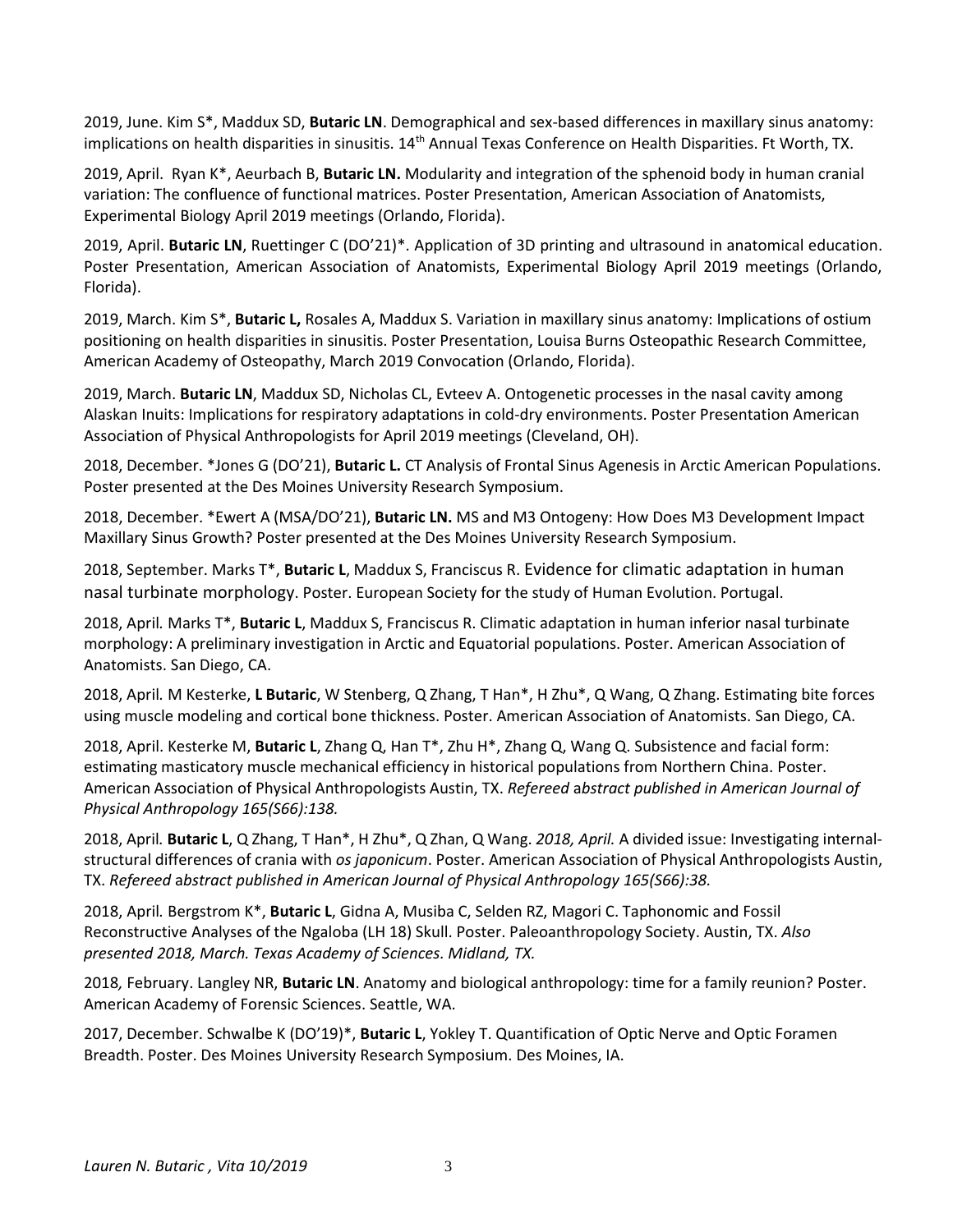2019, June. Kim S*, Maddux SD, **Butaric LN**. Demographical and sex-based differences in maxillary sinus anatomy: implications on health disparities in sinusitis. 14th Annual Texas Conference on Health Disparities. Ft Worth, TX.

2019, April. Ryan K*, Aeurbach B, **Butaric LN.** Modularity and integration of the sphenoid body in human cranial variation: The confluence of functional matrices. Poster Presentation, American Association of Anatomists, Experimental Biology April 2019 meetings (Orlando, Florida).

2019, April. **Butaric LN**, Ruettinger C (DO'21)*. Application of 3D printing and ultrasound in anatomical education. Poster Presentation, American Association of Anatomists, Experimental Biology April 2019 meetings (Orlando, Florida).

2019, March. Kim S*, **Butaric L,** Rosales A, Maddux S. Variation in maxillary sinus anatomy: Implications of ostium positioning on health disparities in sinusitis. Poster Presentation, Louisa Burns Osteopathic Research Committee, American Academy of Osteopathy, March 2019 Convocation (Orlando, Florida).

2019, March. **Butaric LN**, Maddux SD, Nicholas CL, Evteev A. Ontogenetic processes in the nasal cavity among Alaskan Inuits: Implications for respiratory adaptations in cold-dry environments. Poster Presentation American Association of Physical Anthropologists for April 2019 meetings (Cleveland, OH).

2018, December. *Jones G (DO'21), **Butaric L.** CT Analysis of Frontal Sinus Agenesis in Arctic American Populations. Poster presented at the Des Moines University Research Symposium.

2018, December. *Ewert A (MSA/DO'21), **Butaric LN.** MS and M3 Ontogeny: How Does M3 Development Impact Maxillary Sinus Growth? Poster presented at the Des Moines University Research Symposium.

2018, September. Marks T*, **Butaric L**, Maddux S, Franciscus R. Evidence for climatic adaptation in human nasal turbinate morphology. Poster. European Society for the study of Human Evolution. Portugal.

2018, April. Marks T*, **Butaric L**, Maddux S, Franciscus R. Climatic adaptation in human inferior nasal turbinate morphology: A preliminary investigation in Arctic and Equatorial populations. Poster. American Association of Anatomists. San Diego, CA.

2018, April. M Kesterke, **L Butaric**, W Stenberg, Q Zhang, T Han*, H Zhu*, Q Wang, Q Zhang. Estimating bite forces using muscle modeling and cortical bone thickness. Poster. American Association of Anatomists. San Diego, CA.

2018, April. Kesterke M, **Butaric L**, Zhang Q, Han T*, Zhu H*, Zhang Q, Wang Q. Subsistence and facial form: estimating masticatory muscle mechanical efficiency in historical populations from Northern China. Poster. American Association of Physical Anthropologists Austin, TX. *Refereed abstract published in American Journal of Physical Anthropology 165(S66):138.*

2018, April. **Butaric L**, Q Zhang, T Han*, H Zhu*, Q Zhan, Q Wang. *2018, April.* A divided issue: Investigating internal-structural differences of crania with *os japonicum*. Poster. American Association of Physical Anthropologists Austin, TX. *Refereed abstract published in American Journal of Physical Anthropology 165(S66):38.*

2018, April. Bergstrom K*, **Butaric L**, Gidna A, Musiba C, Selden RZ, Magori C. Taphonomic and Fossil Reconstructive Analyses of the Ngaloba (LH 18) Skull. Poster. Paleoanthropology Society. Austin, TX. *Also presented 2018, March. Texas Academy of Sciences. Midland, TX.*

2018, February. Langley NR, **Butaric LN**. Anatomy and biological anthropology: time for a family reunion? Poster. American Academy of Forensic Sciences. Seattle, WA.

2017, December. Schwalbe K (DO'19)*, **Butaric L**, Yokley T. Quantification of Optic Nerve and Optic Foramen Breadth. Poster. Des Moines University Research Symposium. Des Moines, IA.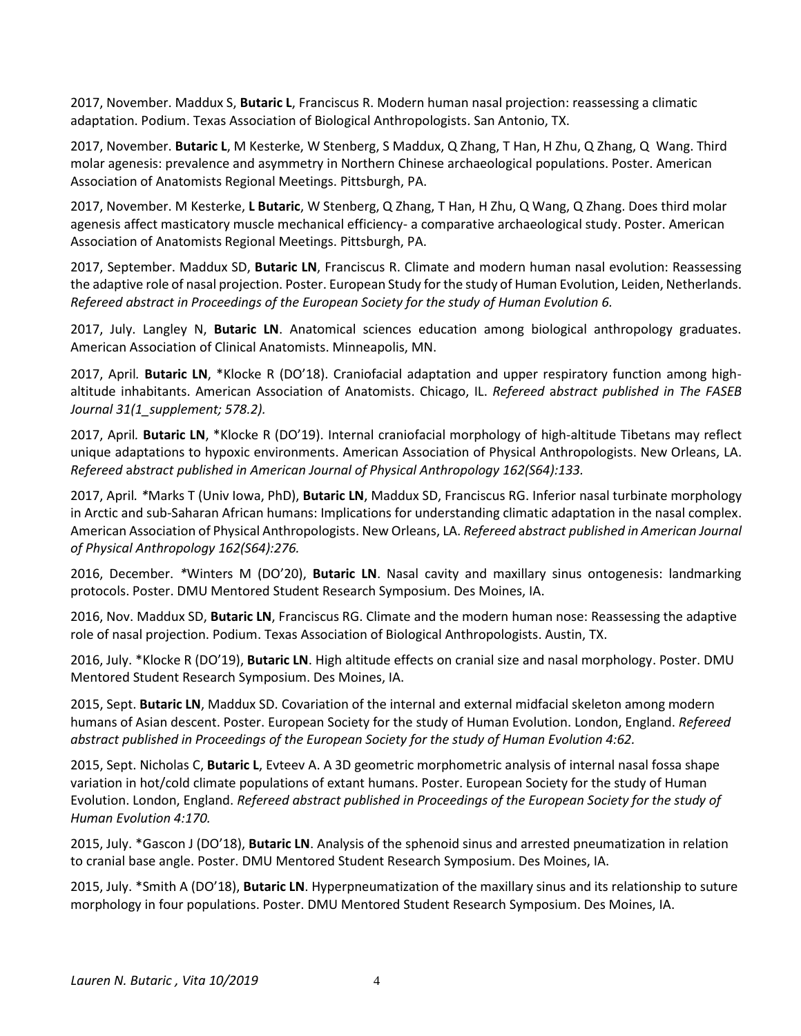2017, November. Maddux S, **Butaric L**, Franciscus R. Modern human nasal projection: reassessing a climatic adaptation. Podium. Texas Association of Biological Anthropologists. San Antonio, TX.

2017, November. **Butaric L**, M Kesterke, W Stenberg, S Maddux, Q Zhang, T Han, H Zhu, Q Zhang, Q Wang. Third molar agenesis: prevalence and asymmetry in Northern Chinese archaeological populations. Poster. American Association of Anatomists Regional Meetings. Pittsburgh, PA.

2017, November. M Kesterke, **L Butaric**, W Stenberg, Q Zhang, T Han, H Zhu, Q Wang, Q Zhang. Does third molar agenesis affect masticatory muscle mechanical efficiency- a comparative archaeological study. Poster. American Association of Anatomists Regional Meetings. Pittsburgh, PA.

2017, September. Maddux SD, **Butaric LN**, Franciscus R. Climate and modern human nasal evolution: Reassessing the adaptive role of nasal projection. Poster. European Study for the study of Human Evolution, Leiden, Netherlands. *Refereed abstract in Proceedings of the European Society for the study of Human Evolution 6.*

2017, July. Langley N, **Butaric LN**. Anatomical sciences education among biological anthropology graduates. American Association of Clinical Anatomists. Minneapolis, MN.

2017, April. **Butaric LN**, *Klocke R (DO'18). Craniofacial adaptation and upper respiratory function among high-altitude inhabitants. American Association of Anatomists. Chicago, IL. *Refereed abstract published in The FASEB Journal 31(1_supplement; 578.2).*

2017, April. **Butaric LN**, *Klocke R (DO'19). Internal craniofacial morphology of high-altitude Tibetans may reflect unique adaptations to hypoxic environments. American Association of Physical Anthropologists. New Orleans, LA. *Refereed abstract published in American Journal of Physical Anthropology 162(S64):133.*

2017, April. *Marks T (Univ Iowa, PhD), **Butaric LN**, Maddux SD, Franciscus RG. Inferior nasal turbinate morphology in Arctic and sub-Saharan African humans: Implications for understanding climatic adaptation in the nasal complex. American Association of Physical Anthropologists. New Orleans, LA. *Refereed abstract published in American Journal of Physical Anthropology 162(S64):276.*

2016, December. *Winters M (DO'20), **Butaric LN**. Nasal cavity and maxillary sinus ontogenesis: landmarking protocols. Poster. DMU Mentored Student Research Symposium. Des Moines, IA.

2016, Nov. Maddux SD, **Butaric LN**, Franciscus RG. Climate and the modern human nose: Reassessing the adaptive role of nasal projection. Podium. Texas Association of Biological Anthropologists. Austin, TX.

2016, July. *Klocke R (DO'19), **Butaric LN**. High altitude effects on cranial size and nasal morphology. Poster. DMU Mentored Student Research Symposium. Des Moines, IA.

2015, Sept. **Butaric LN**, Maddux SD. Covariation of the internal and external midfacial skeleton among modern humans of Asian descent. Poster. European Society for the study of Human Evolution. London, England. *Refereed abstract published in Proceedings of the European Society for the study of Human Evolution 4:62.*

2015, Sept. Nicholas C, **Butaric L**, Evteev A. A 3D geometric morphometric analysis of internal nasal fossa shape variation in hot/cold climate populations of extant humans. Poster. European Society for the study of Human Evolution. London, England. *Refereed abstract published in Proceedings of the European Society for the study of Human Evolution 4:170.*

2015, July. *Gascon J (DO'18), **Butaric LN**. Analysis of the sphenoid sinus and arrested pneumatization in relation to cranial base angle. Poster. DMU Mentored Student Research Symposium. Des Moines, IA.

2015, July. *Smith A (DO'18), **Butaric LN**. Hyperpneumatization of the maxillary sinus and its relationship to suture morphology in four populations. Poster. DMU Mentored Student Research Symposium. Des Moines, IA.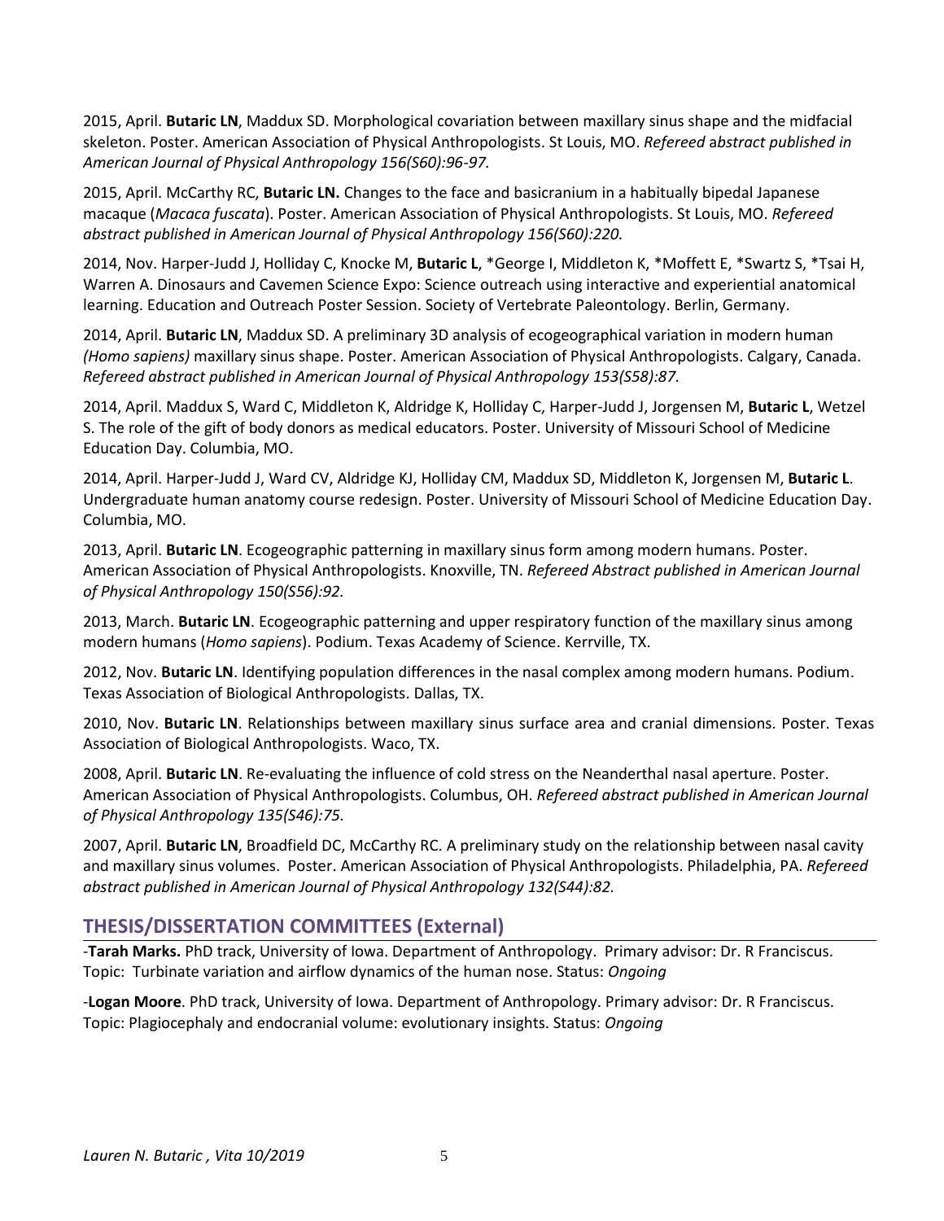2015, April. **Butaric LN**, Maddux SD. Morphological covariation between maxillary sinus shape and the midfacial skeleton. Poster. American Association of Physical Anthropologists. St Louis, MO. *Refereed abstract published in American Journal of Physical Anthropology 156(S60):96-97.*

2015, April. McCarthy RC, **Butaric LN.** Changes to the face and basicranium in a habitually bipedal Japanese macaque (*Macaca fuscata*). Poster. American Association of Physical Anthropologists. St Louis, MO. *Refereed abstract published in American Journal of Physical Anthropology 156(S60):220.*

2014, Nov. Harper-Judd J, Holliday C, Knocke M, **Butaric L**, *George I, Middleton K, *Moffett E, *Swartz S, *Tsai H, Warren A. Dinosaurs and Cavemen Science Expo: Science outreach using interactive and experiential anatomical learning. Education and Outreach Poster Session. Society of Vertebrate Paleontology. Berlin, Germany.

2014, April. **Butaric LN**, Maddux SD. A preliminary 3D analysis of ecogeographical variation in modern human *(Homo sapiens)* maxillary sinus shape. Poster. American Association of Physical Anthropologists. Calgary, Canada. *Refereed abstract published in American Journal of Physical Anthropology 153(S58):87.*

2014, April. Maddux S, Ward C, Middleton K, Aldridge K, Holliday C, Harper-Judd J, Jorgensen M, **Butaric L**, Wetzel S. The role of the gift of body donors as medical educators. Poster. University of Missouri School of Medicine Education Day. Columbia, MO.

2014, April. Harper-Judd J, Ward CV, Aldridge KJ, Holliday CM, Maddux SD, Middleton K, Jorgensen M, **Butaric L**. Undergraduate human anatomy course redesign. Poster. University of Missouri School of Medicine Education Day. Columbia, MO.

2013, April. **Butaric LN**. Ecogeographic patterning in maxillary sinus form among modern humans. Poster. American Association of Physical Anthropologists. Knoxville, TN. *Refereed Abstract published in American Journal of Physical Anthropology 150(S56):92.*

2013, March. **Butaric LN**. Ecogeographic patterning and upper respiratory function of the maxillary sinus among modern humans (*Homo sapiens*). Podium. Texas Academy of Science. Kerrville, TX.

2012, Nov. **Butaric LN**. Identifying population differences in the nasal complex among modern humans. Podium. Texas Association of Biological Anthropologists. Dallas, TX.

2010, Nov. **Butaric LN**. Relationships between maxillary sinus surface area and cranial dimensions. Poster. Texas Association of Biological Anthropologists. Waco, TX.

2008, April. **Butaric LN**. Re-evaluating the influence of cold stress on the Neanderthal nasal aperture. Poster. American Association of Physical Anthropologists. Columbus, OH. *Refereed abstract published in American Journal of Physical Anthropology 135(S46):75.*

2007, April. **Butaric LN**, Broadfield DC, McCarthy RC. A preliminary study on the relationship between nasal cavity and maxillary sinus volumes. Poster. American Association of Physical Anthropologists. Philadelphia, PA. *Refereed abstract published in American Journal of Physical Anthropology 132(S44):82.*

## THESIS/DISSERTATION COMMITTEES (External)

-**Tarah Marks.** PhD track, University of Iowa. Department of Anthropology. Primary advisor: Dr. R Franciscus. Topic: Turbinate variation and airflow dynamics of the human nose. Status: *Ongoing*

-**Logan Moore**. PhD track, University of Iowa. Department of Anthropology. Primary advisor: Dr. R Franciscus. Topic: Plagiocephaly and endocranial volume: evolutionary insights. Status: *Ongoing*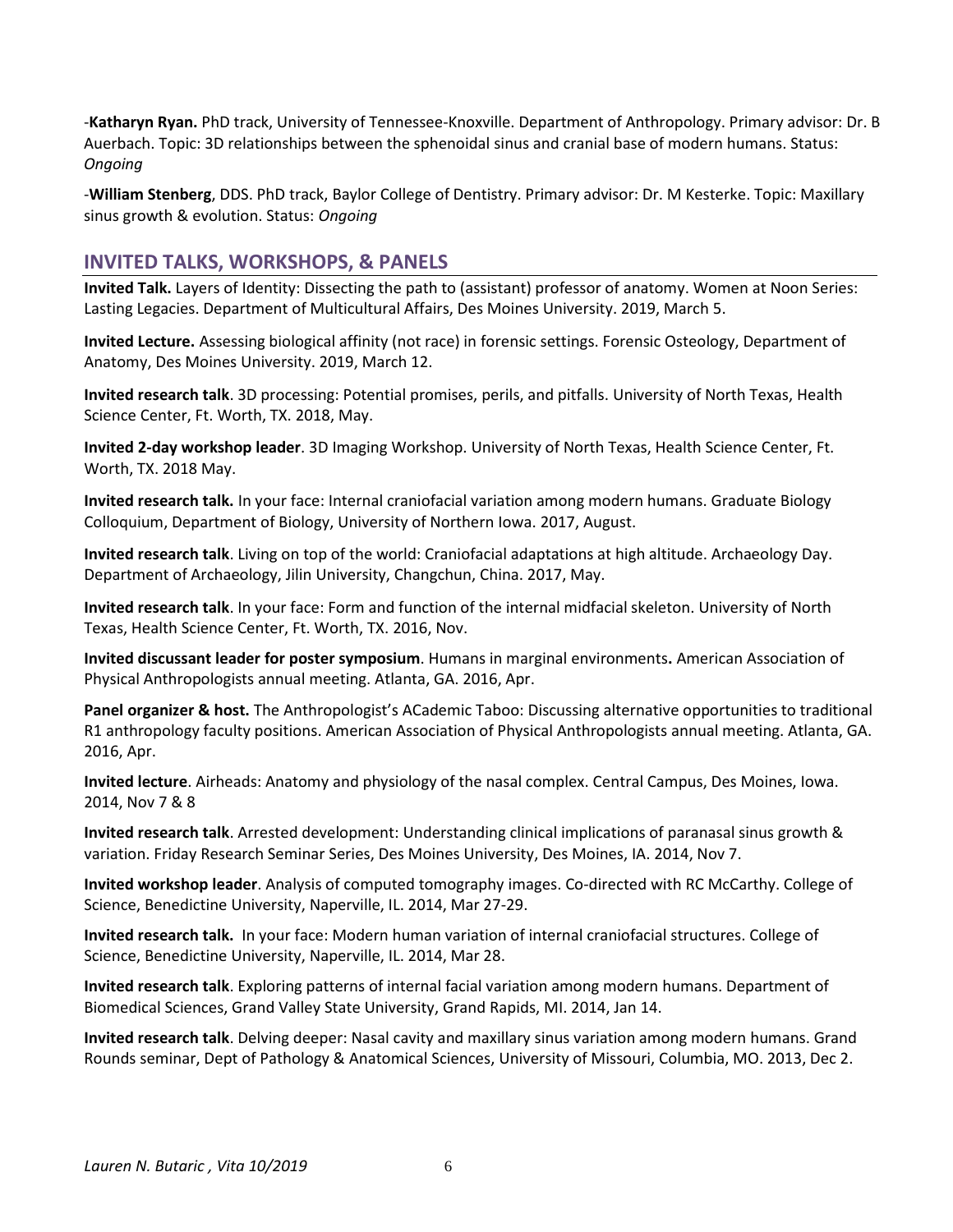-**Katharyn Ryan.** PhD track, University of Tennessee-Knoxville. Department of Anthropology. Primary advisor: Dr. B Auerbach. Topic: 3D relationships between the sphenoidal sinus and cranial base of modern humans. Status: *Ongoing*

-**William Stenberg**, DDS. PhD track, Baylor College of Dentistry. Primary advisor: Dr. M Kesterke. Topic: Maxillary sinus growth & evolution. Status: *Ongoing*

## INVITED TALKS, WORKSHOPS, & PANELS

**Invited Talk.** Layers of Identity: Dissecting the path to (assistant) professor of anatomy. Women at Noon Series: Lasting Legacies. Department of Multicultural Affairs, Des Moines University. 2019, March 5.

**Invited Lecture.** Assessing biological affinity (not race) in forensic settings. Forensic Osteology, Department of Anatomy, Des Moines University. 2019, March 12.

**Invited research talk**. 3D processing: Potential promises, perils, and pitfalls. University of North Texas, Health Science Center, Ft. Worth, TX. 2018, May.

**Invited 2-day workshop leader**. 3D Imaging Workshop. University of North Texas, Health Science Center, Ft. Worth, TX. 2018 May.

**Invited research talk.** In your face: Internal craniofacial variation among modern humans. Graduate Biology Colloquium, Department of Biology, University of Northern Iowa. 2017, August.

**Invited research talk**. Living on top of the world: Craniofacial adaptations at high altitude. Archaeology Day. Department of Archaeology, Jilin University, Changchun, China. 2017, May.

**Invited research talk**. In your face: Form and function of the internal midfacial skeleton. University of North Texas, Health Science Center, Ft. Worth, TX. 2016, Nov.

**Invited discussant leader for poster symposium**. Humans in marginal environments**.** American Association of Physical Anthropologists annual meeting. Atlanta, GA. 2016, Apr.

**Panel organizer & host.** The Anthropologist's ACademic Taboo: Discussing alternative opportunities to traditional R1 anthropology faculty positions. American Association of Physical Anthropologists annual meeting. Atlanta, GA. 2016, Apr.

**Invited lecture**. Airheads: Anatomy and physiology of the nasal complex. Central Campus, Des Moines, Iowa. 2014, Nov 7 & 8

**Invited research talk**. Arrested development: Understanding clinical implications of paranasal sinus growth & variation. Friday Research Seminar Series, Des Moines University, Des Moines, IA. 2014, Nov 7.

**Invited workshop leader**. Analysis of computed tomography images. Co-directed with RC McCarthy. College of Science, Benedictine University, Naperville, IL. 2014, Mar 27-29.

**Invited research talk.** In your face: Modern human variation of internal craniofacial structures. College of Science, Benedictine University, Naperville, IL. 2014, Mar 28.

**Invited research talk**. Exploring patterns of internal facial variation among modern humans. Department of Biomedical Sciences, Grand Valley State University, Grand Rapids, MI. 2014, Jan 14.

**Invited research talk**. Delving deeper: Nasal cavity and maxillary sinus variation among modern humans. Grand Rounds seminar, Dept of Pathology & Anatomical Sciences, University of Missouri, Columbia, MO. 2013, Dec 2.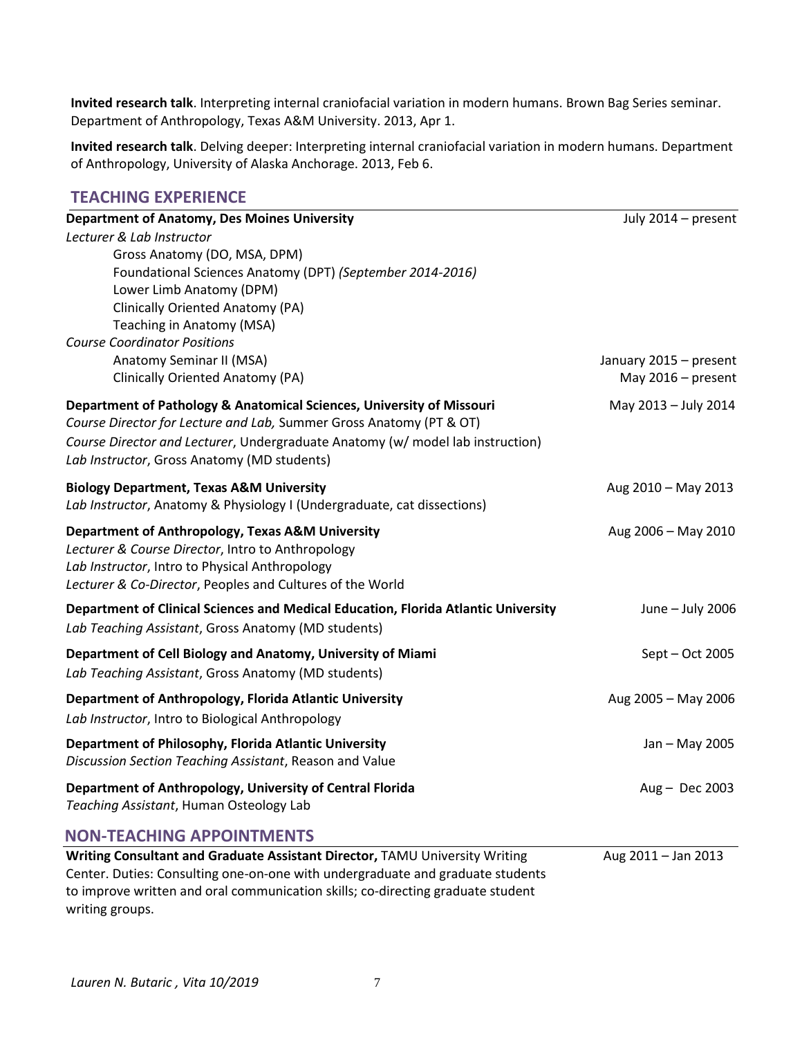**Invited research talk**. Interpreting internal craniofacial variation in modern humans. Brown Bag Series seminar. Department of Anthropology, Texas A&M University. 2013, Apr 1.

**Invited research talk**. Delving deeper: Interpreting internal craniofacial variation in modern humans. Department of Anthropology, University of Alaska Anchorage. 2013, Feb 6.

## TEACHING EXPERIENCE

**Department of Anatomy, Des Moines University** — July 2014 – present

*Lecturer & Lab Instructor*

- Gross Anatomy (DO, MSA, DPM)
- Foundational Sciences Anatomy (DPT) *(September 2014-2016)*
- Lower Limb Anatomy (DPM)
- Clinically Oriented Anatomy (PA)
- Teaching in Anatomy (MSA)

*Course Coordinator Positions*

- Anatomy Seminar II (MSA) — January 2015 – present
- Clinically Oriented Anatomy (PA) — May 2016 – present

**Department of Pathology & Anatomical Sciences, University of Missouri** — May 2013 – July 2014

*Course Director for Lecture and Lab,* Summer Gross Anatomy (PT & OT)

*Course Director and Lecturer*, Undergraduate Anatomy (w/ model lab instruction)

*Lab Instructor*, Gross Anatomy (MD students)

**Biology Department, Texas A&M University** — Aug 2010 – May 2013

*Lab Instructor*, Anatomy & Physiology I (Undergraduate, cat dissections)

**Department of Anthropology, Texas A&M University** — Aug 2006 – May 2010

*Lecturer & Course Director*, Intro to Anthropology

*Lab Instructor*, Intro to Physical Anthropology

*Lecturer & Co-Director*, Peoples and Cultures of the World

**Department of Clinical Sciences and Medical Education, Florida Atlantic University** — June – July 2006

*Lab Teaching Assistant*, Gross Anatomy (MD students)

**Department of Cell Biology and Anatomy, University of Miami** — Sept – Oct 2005

*Lab Teaching Assistant*, Gross Anatomy (MD students)

**Department of Anthropology, Florida Atlantic University** — Aug 2005 – May 2006

*Lab Instructor*, Intro to Biological Anthropology

**Department of Philosophy, Florida Atlantic University** — Jan – May 2005

*Discussion Section Teaching Assistant*, Reason and Value

**Department of Anthropology, University of Central Florida** — Aug – Dec 2003

*Teaching Assistant*, Human Osteology Lab

## NON-TEACHING APPOINTMENTS

**Writing Consultant and Graduate Assistant Director,** TAMU University Writing Center. Duties: Consulting one-on-one with undergraduate and graduate students to improve written and oral communication skills; co-directing graduate student writing groups. — Aug 2011 – Jan 2013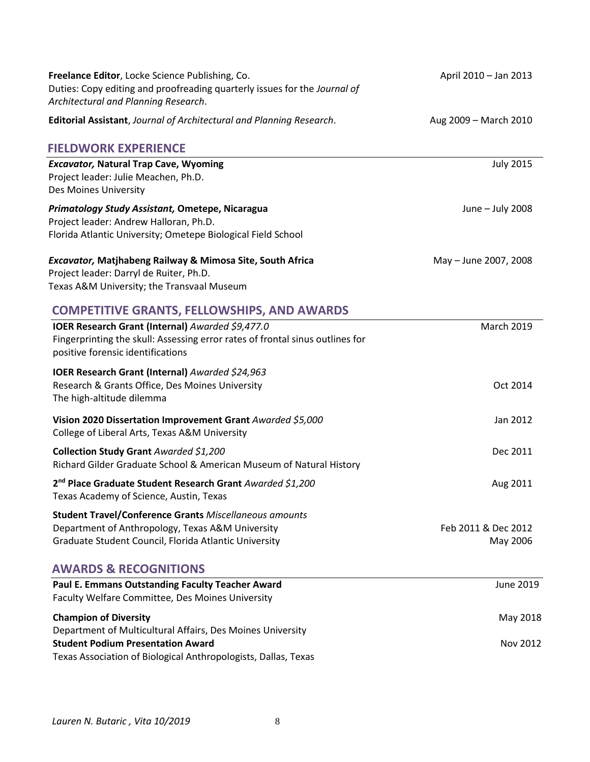**Freelance Editor**, Locke Science Publishing, Co. — April 2010 – Jan 2013
Duties: Copy editing and proofreading quarterly issues for the *Journal of Architectural and Planning Research*.

**Editorial Assistant**, *Journal of Architectural and Planning Research*. — Aug 2009 – March 2010

## FIELDWORK EXPERIENCE

***Excavator,* Natural Trap Cave, Wyoming** — July 2015
Project leader: Julie Meachen, Ph.D.
Des Moines University

***Primatology Study Assistant,* Ometepe, Nicaragua** — June – July 2008
Project leader: Andrew Halloran, Ph.D.
Florida Atlantic University; Ometepe Biological Field School

***Excavator,* Matjhabeng Railway & Mimosa Site, South Africa** — May – June 2007, 2008
Project leader: Darryl de Ruiter, Ph.D.
Texas A&M University; the Transvaal Museum

## COMPETITIVE GRANTS, FELLOWSHIPS, AND AWARDS

**IOER Research Grant (Internal)** *Awarded $9,477.0* — March 2019
Fingerprinting the skull: Assessing error rates of frontal sinus outlines for positive forensic identifications

**IOER Research Grant (Internal)** *Awarded $24,963* — Oct 2014
Research & Grants Office, Des Moines University
The high-altitude dilemma

**Vision 2020 Dissertation Improvement Grant** *Awarded $5,000* — Jan 2012
College of Liberal Arts, Texas A&M University

**Collection Study Grant** *Awarded $1,200* — Dec 2011
Richard Gilder Graduate School & American Museum of Natural History

**2nd Place Graduate Student Research Grant** *Awarded $1,200* — Aug 2011
Texas Academy of Science, Austin, Texas

**Student Travel/Conference Grants** *Miscellaneous amounts*
Department of Anthropology, Texas A&M University — Feb 2011 & Dec 2012
Graduate Student Council, Florida Atlantic University — May 2006

## AWARDS & RECOGNITIONS

**Paul E. Emmans Outstanding Faculty Teacher Award** — June 2019
Faculty Welfare Committee, Des Moines University

**Champion of Diversity** — May 2018
Department of Multicultural Affairs, Des Moines University

**Student Podium Presentation Award** — Nov 2012
Texas Association of Biological Anthropologists, Dallas, Texas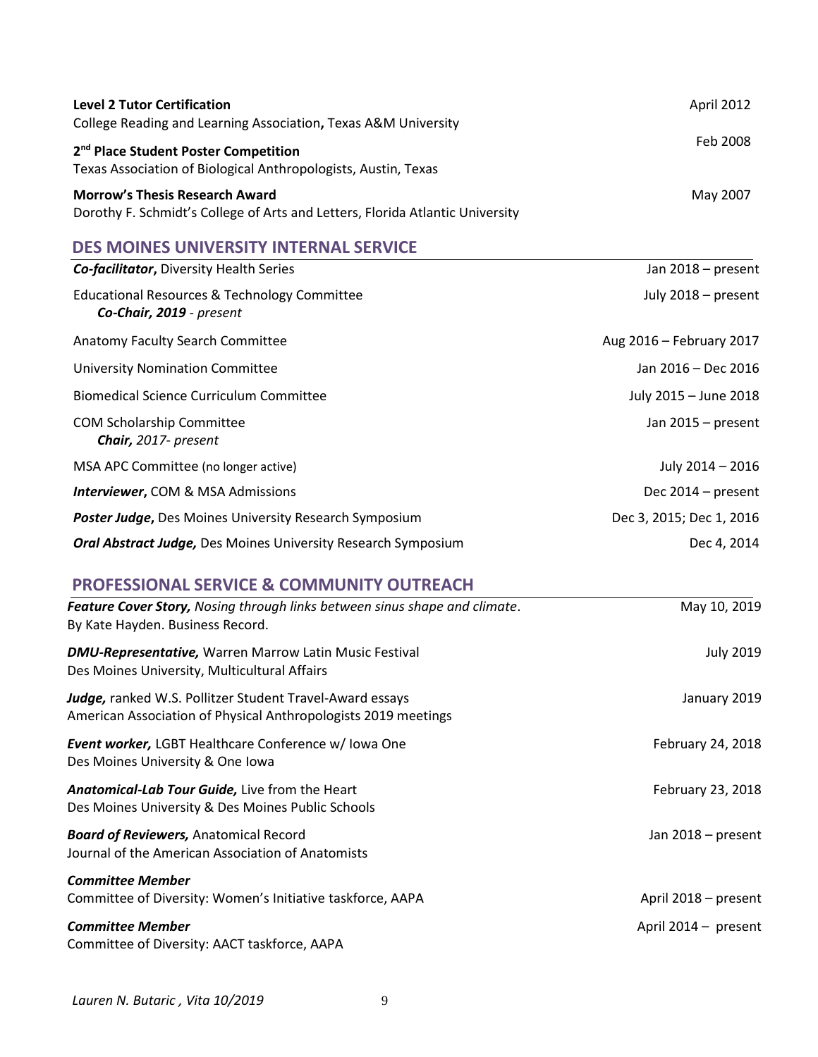**Level 2 Tutor Certification** April 2012
College Reading and Learning Association**,** Texas A&M University

**2nd Place Student Poster Competition** Feb 2008
Texas Association of Biological Anthropologists, Austin, Texas

**Morrow's Thesis Research Award** May 2007
Dorothy F. Schmidt's College of Arts and Letters, Florida Atlantic University

## DES MOINES UNIVERSITY INTERNAL SERVICE

***Co-facilitator*****,** Diversity Health Series — Jan 2018 – present

Educational Resources & Technology Committee — July 2018 – present
***Co-Chair, 2019*** *- present*

Anatomy Faculty Search Committee — Aug 2016 – February 2017

University Nomination Committee — Jan 2016 – Dec 2016

Biomedical Science Curriculum Committee — July 2015 – June 2018

COM Scholarship Committee — Jan 2015 – present
***Chair,*** *2017- present*

MSA APC Committee (no longer active) — July 2014 – 2016

***Interviewer*****,** COM & MSA Admissions — Dec 2014 – present

***Poster Judge*****,** Des Moines University Research Symposium — Dec 3, 2015; Dec 1, 2016

***Oral Abstract Judge,*** Des Moines University Research Symposium — Dec 4, 2014

## PROFESSIONAL SERVICE & COMMUNITY OUTREACH

***Feature Cover Story,*** *Nosing through links between sinus shape and climate*. — May 10, 2019
By Kate Hayden. Business Record.

***DMU-Representative,*** Warren Marrow Latin Music Festival — July 2019
Des Moines University, Multicultural Affairs

***Judge,*** ranked W.S. Pollitzer Student Travel-Award essays — January 2019
American Association of Physical Anthropologists 2019 meetings

***Event worker,*** LGBT Healthcare Conference w/ Iowa One — February 24, 2018
Des Moines University & One Iowa

***Anatomical-Lab Tour Guide,*** Live from the Heart — February 23, 2018
Des Moines University & Des Moines Public Schools

***Board of Reviewers,*** Anatomical Record — Jan 2018 – present
Journal of the American Association of Anatomists

***Committee Member***
Committee of Diversity: Women's Initiative taskforce, AAPA — April 2018 – present

***Committee Member*** — April 2014 – present
Committee of Diversity: AACT taskforce, AAPA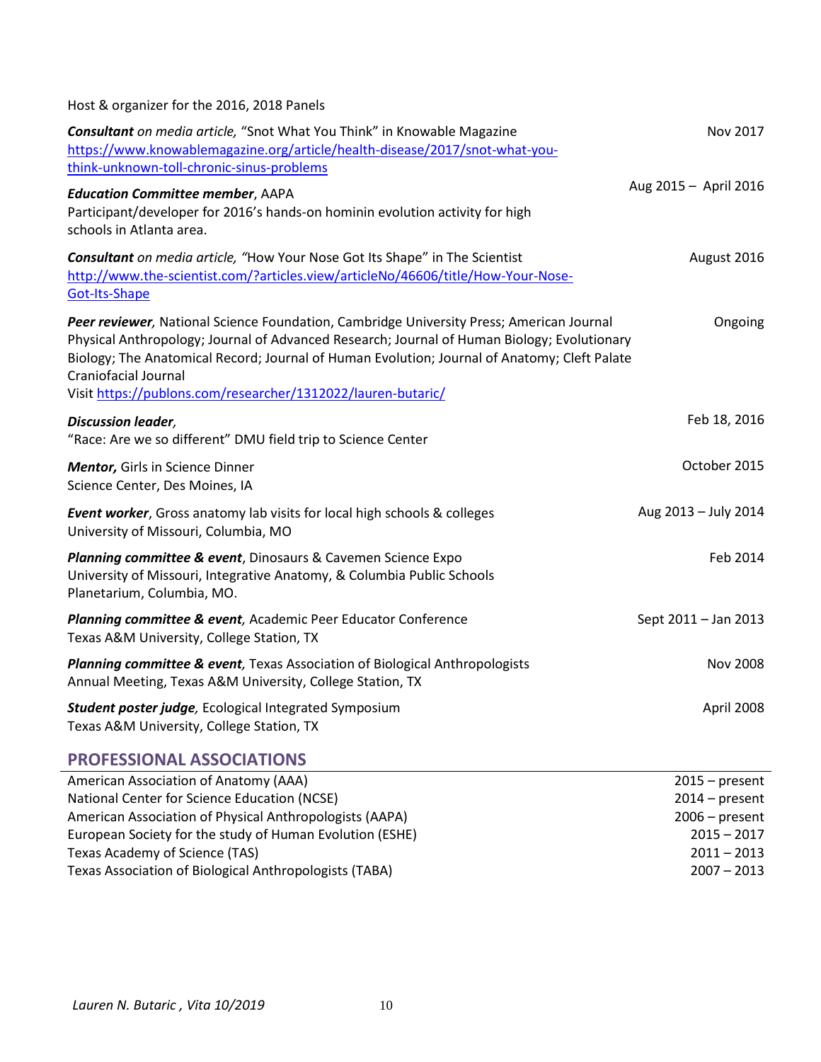Host & organizer for the 2016, 2018 Panels

***Consultant*** *on media article,* "Snot What You Think" in Knowable Magazine — Nov 2017
https://www.knowablemagazine.org/article/health-disease/2017/snot-what-you-think-unknown-toll-chronic-sinus-problems

***Education Committee member***, AAPA — Aug 2015 – April 2016
Participant/developer for 2016's hands-on hominin evolution activity for high schools in Atlanta area.

***Consultant*** *on media article, "*How Your Nose Got Its Shape" in The Scientist — August 2016
http://www.the-scientist.com/?articles.view/articleNo/46606/title/How-Your-Nose-Got-Its-Shape

***Peer reviewer,*** National Science Foundation, Cambridge University Press; American Journal Physical Anthropology; Journal of Advanced Research; Journal of Human Biology; Evolutionary Biology; The Anatomical Record; Journal of Human Evolution; Journal of Anatomy; Cleft Palate Craniofacial Journal — Ongoing
Visit https://publons.com/researcher/1312022/lauren-butaric/

***Discussion leader,*** — Feb 18, 2016
"Race: Are we so different" DMU field trip to Science Center

***Mentor,*** Girls in Science Dinner — October 2015
Science Center, Des Moines, IA

***Event worker***, Gross anatomy lab visits for local high schools & colleges — Aug 2013 – July 2014
University of Missouri, Columbia, MO

***Planning committee & event***, Dinosaurs & Cavemen Science Expo — Feb 2014
University of Missouri, Integrative Anatomy, & Columbia Public Schools Planetarium, Columbia, MO.

***Planning committee & event****,* Academic Peer Educator Conference — Sept 2011 – Jan 2013
Texas A&M University, College Station, TX

***Planning committee & event****,* Texas Association of Biological Anthropologists Annual Meeting, Texas A&M University, College Station, TX — Nov 2008

***Student poster judge,*** Ecological Integrated Symposium — April 2008
Texas A&M University, College Station, TX

## PROFESSIONAL ASSOCIATIONS

| | |
|---|---|
| American Association of Anatomy (AAA) | 2015 – present |
| National Center for Science Education (NCSE) | 2014 – present |
| American Association of Physical Anthropologists (AAPA) | 2006 – present |
| European Society for the study of Human Evolution (ESHE) | 2015 – 2017 |
| Texas Academy of Science (TAS) | 2011 – 2013 |
| Texas Association of Biological Anthropologists (TABA) | 2007 – 2013 |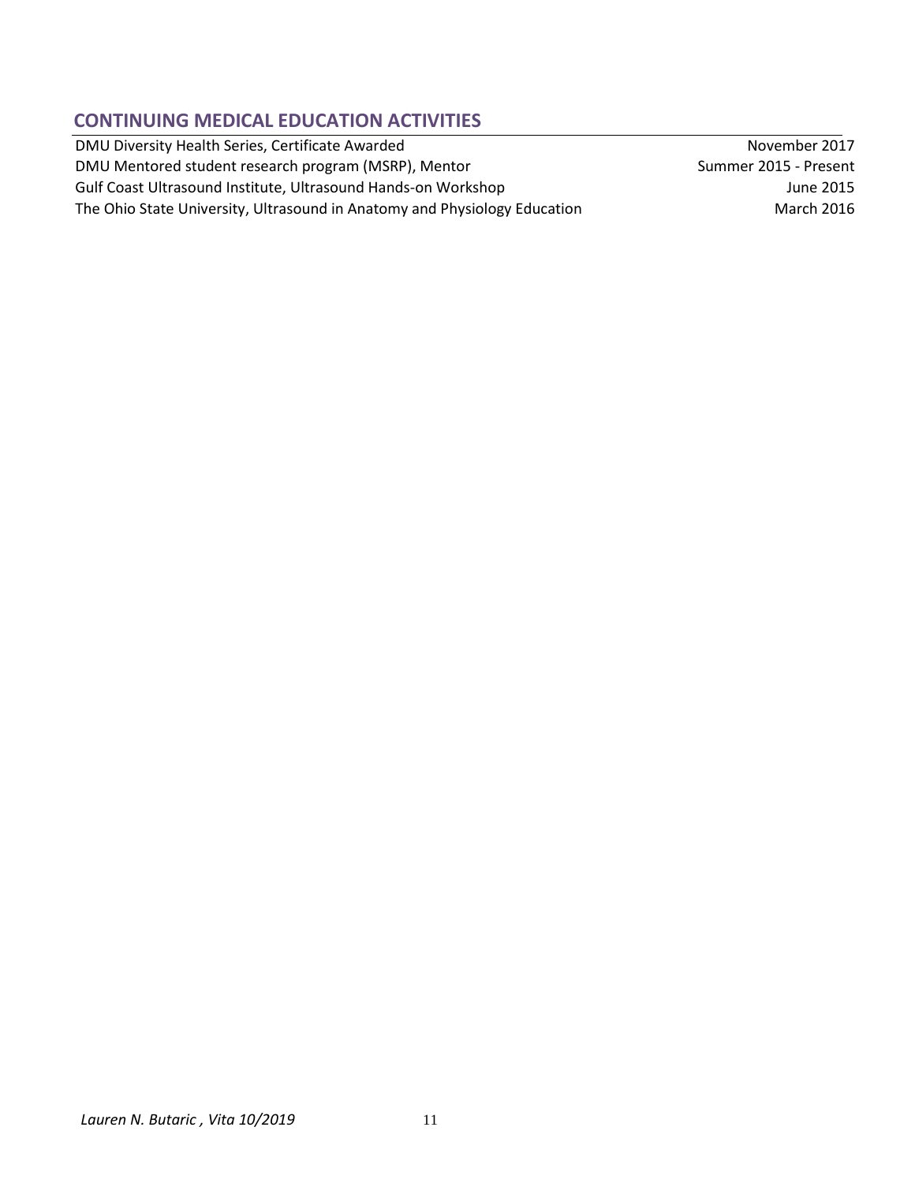## CONTINUING MEDICAL EDUCATION ACTIVITIES

| | |
|---|---|
| DMU Diversity Health Series, Certificate Awarded | November 2017 |
| DMU Mentored student research program (MSRP), Mentor | Summer 2015 - Present |
| Gulf Coast Ultrasound Institute, Ultrasound Hands-on Workshop | June 2015 |
| The Ohio State University, Ultrasound in Anatomy and Physiology Education | March 2016 |